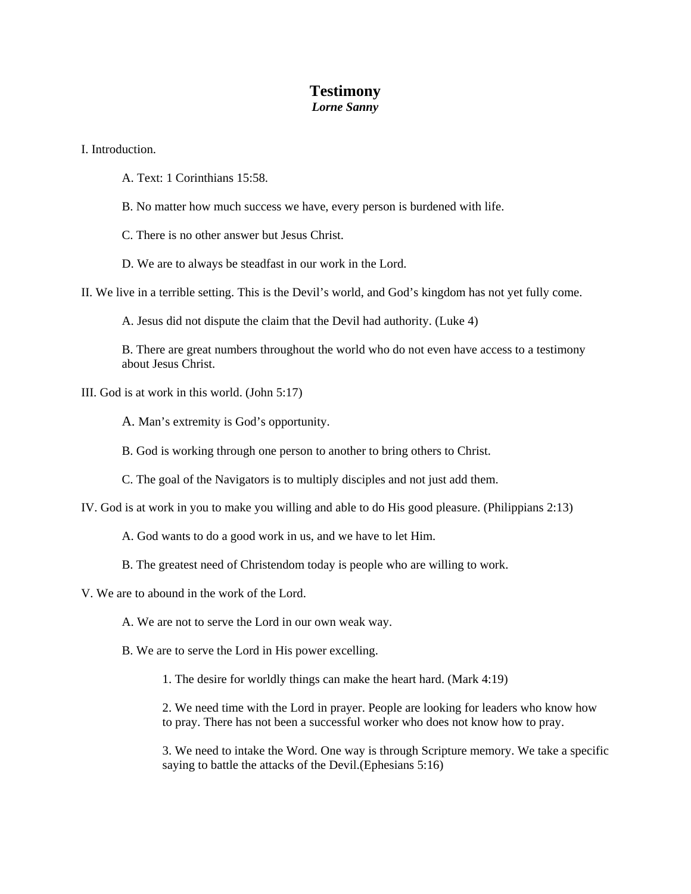# Testimony

***Lorne Sanny***

I. Introduction.

A. Text: 1 Corinthians 15:58.

B. No matter how much success we have, every person is burdened with life.

C. There is no other answer but Jesus Christ.

D. We are to always be steadfast in our work in the Lord.

II. We live in a terrible setting. This is the Devil's world, and God's kingdom has not yet fully come.

A. Jesus did not dispute the claim that the Devil had authority. (Luke 4)

B. There are great numbers throughout the world who do not even have access to a testimony about Jesus Christ.

III. God is at work in this world. (John 5:17)

A. Man's extremity is God's opportunity.

B. God is working through one person to another to bring others to Christ.

C. The goal of the Navigators is to multiply disciples and not just add them.

IV. God is at work in you to make you willing and able to do His good pleasure. (Philippians 2:13)

A. God wants to do a good work in us, and we have to let Him.

B. The greatest need of Christendom today is people who are willing to work.

V. We are to abound in the work of the Lord.

A. We are not to serve the Lord in our own weak way.

B. We are to serve the Lord in His power excelling.

1. The desire for worldly things can make the heart hard. (Mark 4:19)

2. We need time with the Lord in prayer. People are looking for leaders who know how to pray. There has not been a successful worker who does not know how to pray.

3. We need to intake the Word. One way is through Scripture memory. We take a specific saying to battle the attacks of the Devil.(Ephesians 5:16)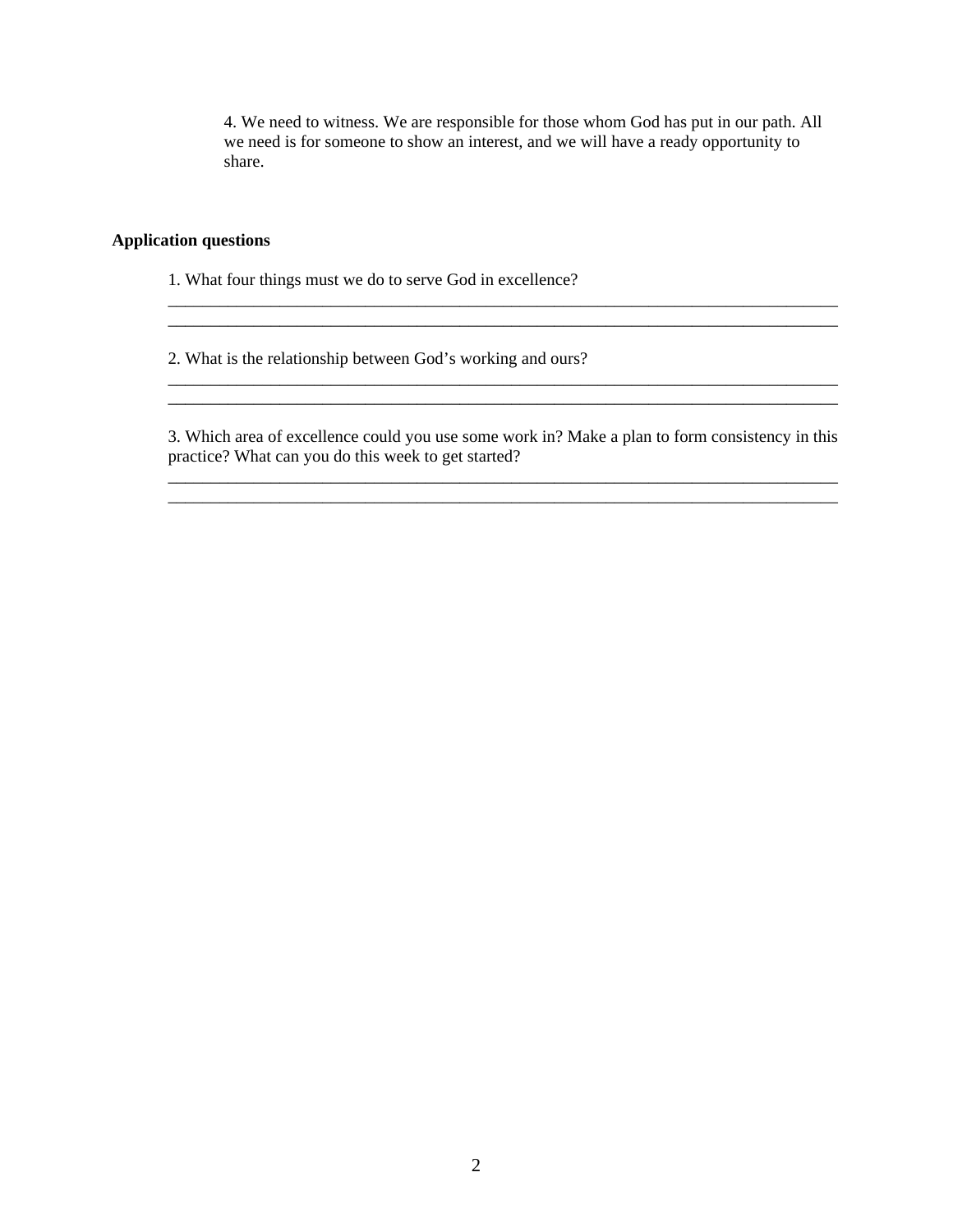4. We need to witness. We are responsible for those whom God has put in our path. All we need is for someone to show an interest, and we will have a ready opportunity to share.

**Application questions**

1. What four things must we do to serve God in excellence?

\_\_\_\_\_\_\_\_\_\_\_\_\_\_\_\_\_\_\_\_\_\_\_\_\_\_\_\_\_\_\_\_\_\_\_\_\_\_\_\_\_\_\_\_\_\_\_\_\_\_\_\_\_\_\_\_\_\_\_\_\_\_\_\_\_\_\_\_\_\_\_\_\_\_\_\_
\_\_\_\_\_\_\_\_\_\_\_\_\_\_\_\_\_\_\_\_\_\_\_\_\_\_\_\_\_\_\_\_\_\_\_\_\_\_\_\_\_\_\_\_\_\_\_\_\_\_\_\_\_\_\_\_\_\_\_\_\_\_\_\_\_\_\_\_\_\_\_\_\_\_\_\_

2. What is the relationship between God's working and ours?

\_\_\_\_\_\_\_\_\_\_\_\_\_\_\_\_\_\_\_\_\_\_\_\_\_\_\_\_\_\_\_\_\_\_\_\_\_\_\_\_\_\_\_\_\_\_\_\_\_\_\_\_\_\_\_\_\_\_\_\_\_\_\_\_\_\_\_\_\_\_\_\_\_\_\_\_
\_\_\_\_\_\_\_\_\_\_\_\_\_\_\_\_\_\_\_\_\_\_\_\_\_\_\_\_\_\_\_\_\_\_\_\_\_\_\_\_\_\_\_\_\_\_\_\_\_\_\_\_\_\_\_\_\_\_\_\_\_\_\_\_\_\_\_\_\_\_\_\_\_\_\_\_

3. Which area of excellence could you use some work in? Make a plan to form consistency in this practice? What can you do this week to get started?

\_\_\_\_\_\_\_\_\_\_\_\_\_\_\_\_\_\_\_\_\_\_\_\_\_\_\_\_\_\_\_\_\_\_\_\_\_\_\_\_\_\_\_\_\_\_\_\_\_\_\_\_\_\_\_\_\_\_\_\_\_\_\_\_\_\_\_\_\_\_\_\_\_\_\_\_
\_\_\_\_\_\_\_\_\_\_\_\_\_\_\_\_\_\_\_\_\_\_\_\_\_\_\_\_\_\_\_\_\_\_\_\_\_\_\_\_\_\_\_\_\_\_\_\_\_\_\_\_\_\_\_\_\_\_\_\_\_\_\_\_\_\_\_\_\_\_\_\_\_\_\_\_